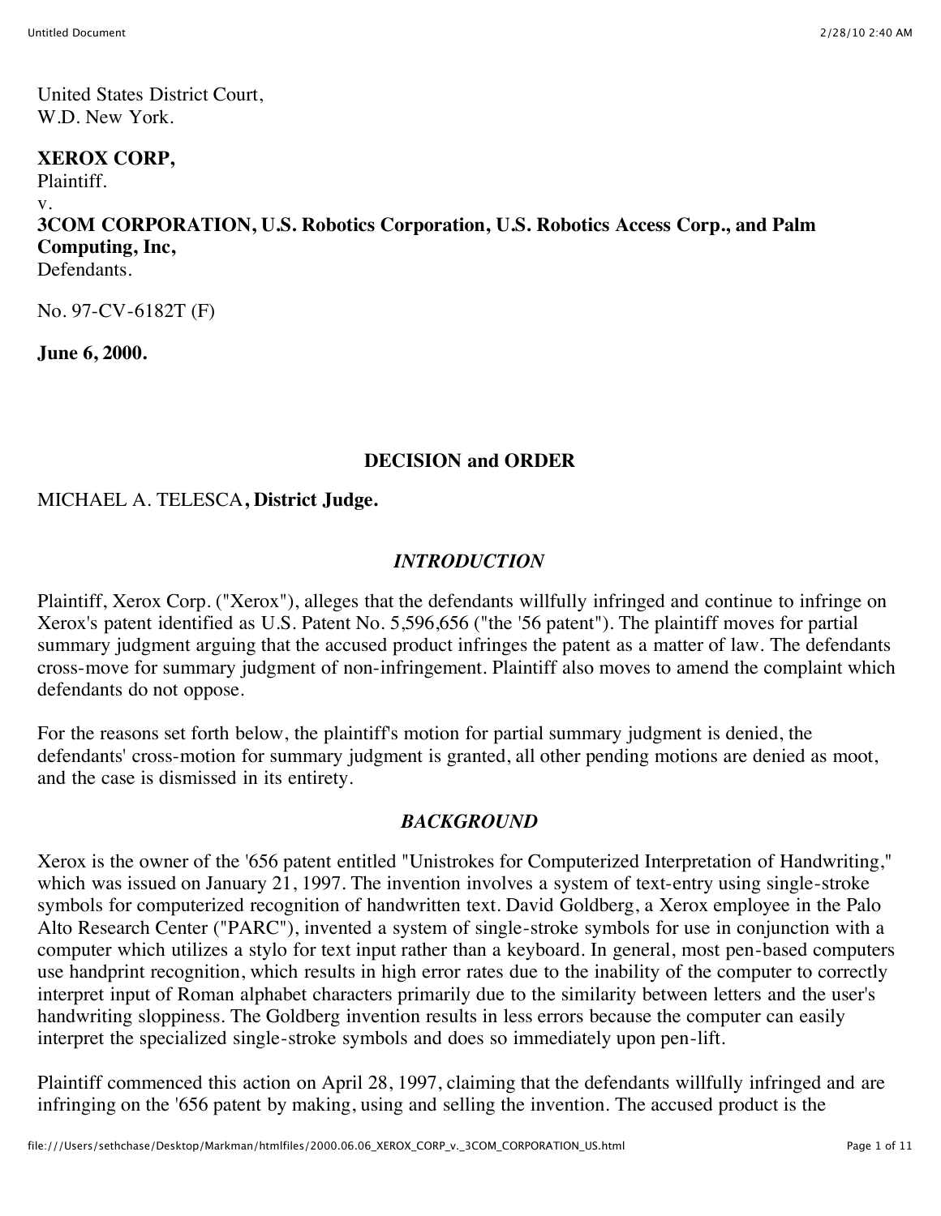United States District Court,
W.D. New York.

**XEROX CORP,**
Plaintiff.
v.
**3COM CORPORATION, U.S. Robotics Corporation, U.S. Robotics Access Corp., and Palm Computing, Inc,**
Defendants.

No. 97-CV-6182T (F)

**June 6, 2000.**

## DECISION and ORDER

MICHAEL A. TELESCA**, District Judge.**

### *INTRODUCTION*

Plaintiff, Xerox Corp. ("Xerox"), alleges that the defendants willfully infringed and continue to infringe on Xerox's patent identified as U.S. Patent No. 5,596,656 ("the '56 patent"). The plaintiff moves for partial summary judgment arguing that the accused product infringes the patent as a matter of law. The defendants cross-move for summary judgment of non-infringement. Plaintiff also moves to amend the complaint which defendants do not oppose.

For the reasons set forth below, the plaintiff's motion for partial summary judgment is denied, the defendants' cross-motion for summary judgment is granted, all other pending motions are denied as moot, and the case is dismissed in its entirety.

### *BACKGROUND*

Xerox is the owner of the '656 patent entitled "Unistrokes for Computerized Interpretation of Handwriting," which was issued on January 21, 1997. The invention involves a system of text-entry using single-stroke symbols for computerized recognition of handwritten text. David Goldberg, a Xerox employee in the Palo Alto Research Center ("PARC"), invented a system of single-stroke symbols for use in conjunction with a computer which utilizes a stylo for text input rather than a keyboard. In general, most pen-based computers use handprint recognition, which results in high error rates due to the inability of the computer to correctly interpret input of Roman alphabet characters primarily due to the similarity between letters and the user's handwriting sloppiness. The Goldberg invention results in less errors because the computer can easily interpret the specialized single-stroke symbols and does so immediately upon pen-lift.

Plaintiff commenced this action on April 28, 1997, claiming that the defendants willfully infringed and are infringing on the '656 patent by making, using and selling the invention. The accused product is the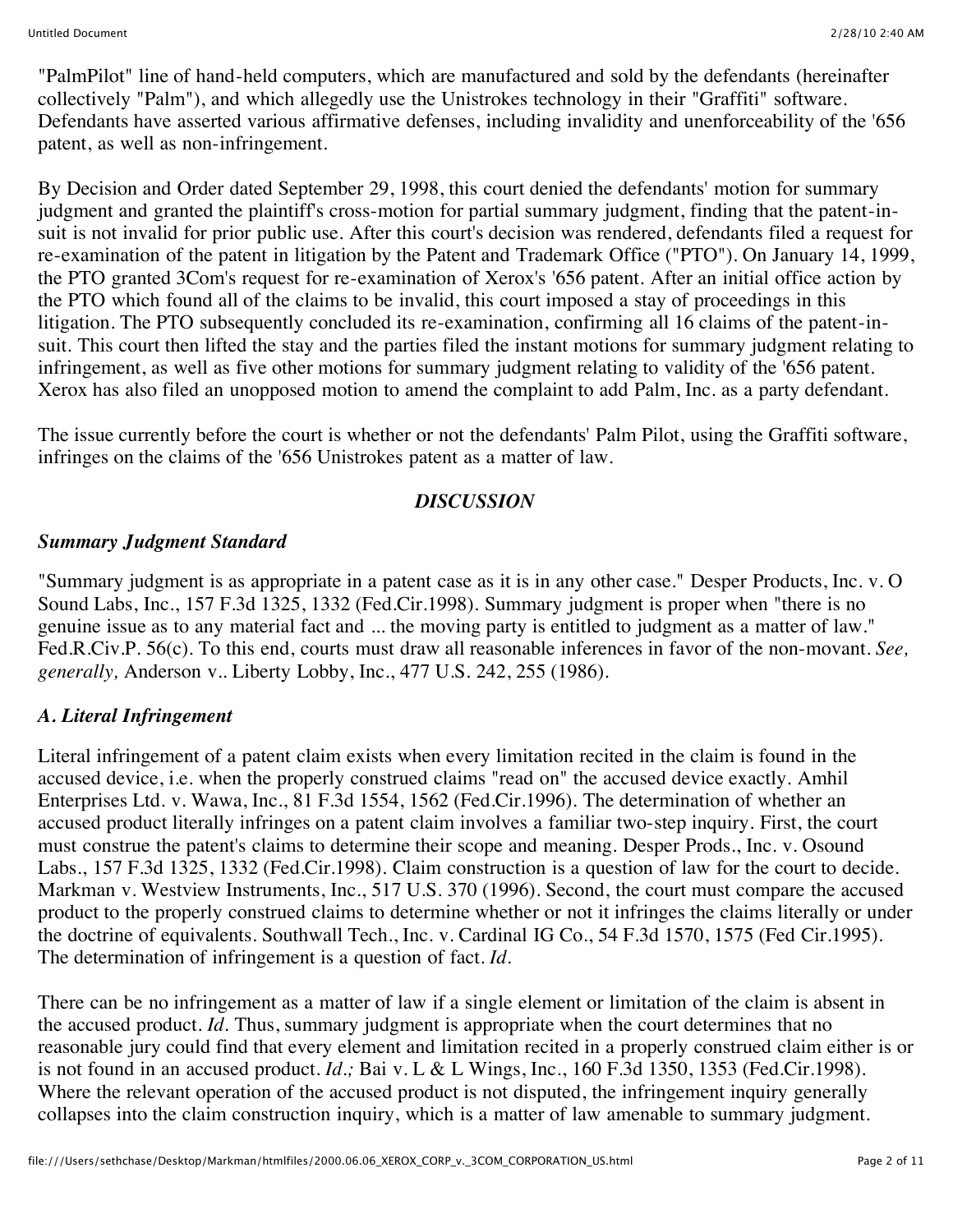"PalmPilot" line of hand-held computers, which are manufactured and sold by the defendants (hereinafter collectively "Palm"), and which allegedly use the Unistrokes technology in their "Graffiti" software. Defendants have asserted various affirmative defenses, including invalidity and unenforceability of the '656 patent, as well as non-infringement.

By Decision and Order dated September 29, 1998, this court denied the defendants' motion for summary judgment and granted the plaintiff's cross-motion for partial summary judgment, finding that the patent-in-suit is not invalid for prior public use. After this court's decision was rendered, defendants filed a request for re-examination of the patent in litigation by the Patent and Trademark Office ("PTO"). On January 14, 1999, the PTO granted 3Com's request for re-examination of Xerox's '656 patent. After an initial office action by the PTO which found all of the claims to be invalid, this court imposed a stay of proceedings in this litigation. The PTO subsequently concluded its re-examination, confirming all 16 claims of the patent-in-suit. This court then lifted the stay and the parties filed the instant motions for summary judgment relating to infringement, as well as five other motions for summary judgment relating to validity of the '656 patent. Xerox has also filed an unopposed motion to amend the complaint to add Palm, Inc. as a party defendant.

The issue currently before the court is whether or not the defendants' Palm Pilot, using the Graffiti software, infringes on the claims of the '656 Unistrokes patent as a matter of law.

## *DISCUSSION*

### *Summary Judgment Standard*

"Summary judgment is as appropriate in a patent case as it is in any other case." Desper Products, Inc. v. O Sound Labs, Inc., 157 F.3d 1325, 1332 (Fed.Cir.1998). Summary judgment is proper when "there is no genuine issue as to any material fact and ... the moving party is entitled to judgment as a matter of law." Fed.R.Civ.P. 56(c). To this end, courts must draw all reasonable inferences in favor of the non-movant. *See, generally,* Anderson v.. Liberty Lobby, Inc., 477 U.S. 242, 255 (1986).

### *A. Literal Infringement*

Literal infringement of a patent claim exists when every limitation recited in the claim is found in the accused device, i.e. when the properly construed claims "read on" the accused device exactly. Amhil Enterprises Ltd. v. Wawa, Inc., 81 F.3d 1554, 1562 (Fed.Cir.1996). The determination of whether an accused product literally infringes on a patent claim involves a familiar two-step inquiry. First, the court must construe the patent's claims to determine their scope and meaning. Desper Prods., Inc. v. Osound Labs., 157 F.3d 1325, 1332 (Fed.Cir.1998). Claim construction is a question of law for the court to decide. Markman v. Westview Instruments, Inc., 517 U.S. 370 (1996). Second, the court must compare the accused product to the properly construed claims to determine whether or not it infringes the claims literally or under the doctrine of equivalents. Southwall Tech., Inc. v. Cardinal IG Co., 54 F.3d 1570, 1575 (Fed Cir.1995). The determination of infringement is a question of fact. *Id.*

There can be no infringement as a matter of law if a single element or limitation of the claim is absent in the accused product. *Id.* Thus, summary judgment is appropriate when the court determines that no reasonable jury could find that every element and limitation recited in a properly construed claim either is or is not found in an accused product. *Id.;* Bai v. L & L Wings, Inc., 160 F.3d 1350, 1353 (Fed.Cir.1998). Where the relevant operation of the accused product is not disputed, the infringement inquiry generally collapses into the claim construction inquiry, which is a matter of law amenable to summary judgment.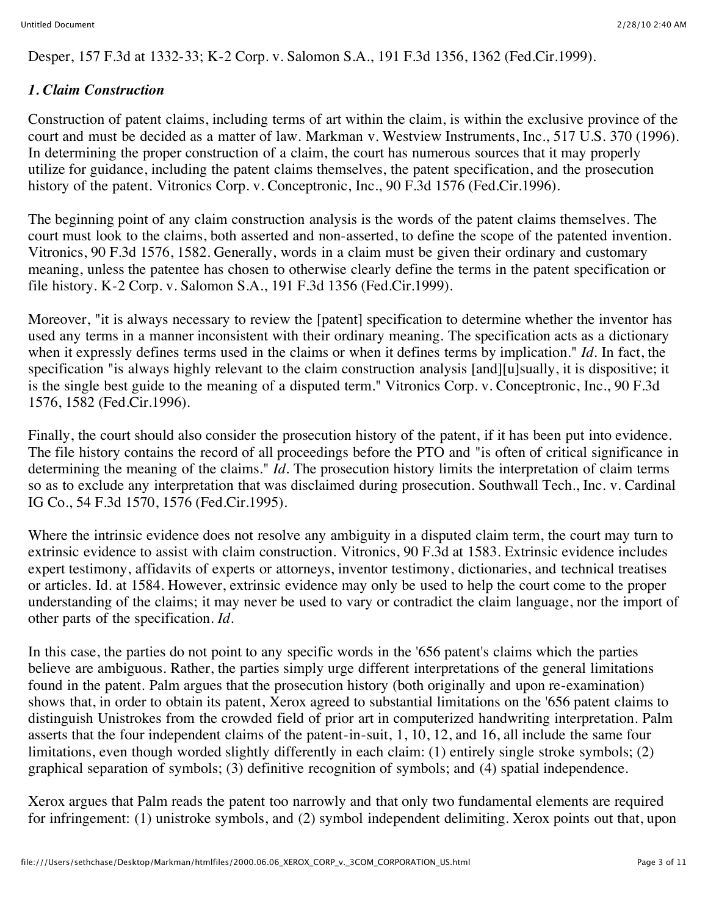Desper, 157 F.3d at 1332-33; K-2 Corp. v. Salomon S.A., 191 F.3d 1356, 1362 (Fed.Cir.1999).

### *1. Claim Construction*

Construction of patent claims, including terms of art within the claim, is within the exclusive province of the court and must be decided as a matter of law. Markman v. Westview Instruments, Inc., 517 U.S. 370 (1996). In determining the proper construction of a claim, the court has numerous sources that it may properly utilize for guidance, including the patent claims themselves, the patent specification, and the prosecution history of the patent. Vitronics Corp. v. Conceptronic, Inc., 90 F.3d 1576 (Fed.Cir.1996).

The beginning point of any claim construction analysis is the words of the patent claims themselves. The court must look to the claims, both asserted and non-asserted, to define the scope of the patented invention. Vitronics, 90 F.3d 1576, 1582. Generally, words in a claim must be given their ordinary and customary meaning, unless the patentee has chosen to otherwise clearly define the terms in the patent specification or file history. K-2 Corp. v. Salomon S.A., 191 F.3d 1356 (Fed.Cir.1999).

Moreover, "it is always necessary to review the [patent] specification to determine whether the inventor has used any terms in a manner inconsistent with their ordinary meaning. The specification acts as a dictionary when it expressly defines terms used in the claims or when it defines terms by implication." *Id.* In fact, the specification "is always highly relevant to the claim construction analysis [and][u]sually, it is dispositive; it is the single best guide to the meaning of a disputed term." Vitronics Corp. v. Conceptronic, Inc., 90 F.3d 1576, 1582 (Fed.Cir.1996).

Finally, the court should also consider the prosecution history of the patent, if it has been put into evidence. The file history contains the record of all proceedings before the PTO and "is often of critical significance in determining the meaning of the claims." *Id.* The prosecution history limits the interpretation of claim terms so as to exclude any interpretation that was disclaimed during prosecution. Southwall Tech., Inc. v. Cardinal IG Co., 54 F.3d 1570, 1576 (Fed.Cir.1995).

Where the intrinsic evidence does not resolve any ambiguity in a disputed claim term, the court may turn to extrinsic evidence to assist with claim construction. Vitronics, 90 F.3d at 1583. Extrinsic evidence includes expert testimony, affidavits of experts or attorneys, inventor testimony, dictionaries, and technical treatises or articles. Id. at 1584. However, extrinsic evidence may only be used to help the court come to the proper understanding of the claims; it may never be used to vary or contradict the claim language, nor the import of other parts of the specification. *Id.*

In this case, the parties do not point to any specific words in the '656 patent's claims which the parties believe are ambiguous. Rather, the parties simply urge different interpretations of the general limitations found in the patent. Palm argues that the prosecution history (both originally and upon re-examination) shows that, in order to obtain its patent, Xerox agreed to substantial limitations on the '656 patent claims to distinguish Unistrokes from the crowded field of prior art in computerized handwriting interpretation. Palm asserts that the four independent claims of the patent-in-suit, 1, 10, 12, and 16, all include the same four limitations, even though worded slightly differently in each claim: (1) entirely single stroke symbols; (2) graphical separation of symbols; (3) definitive recognition of symbols; and (4) spatial independence.

Xerox argues that Palm reads the patent too narrowly and that only two fundamental elements are required for infringement: (1) unistroke symbols, and (2) symbol independent delimiting. Xerox points out that, upon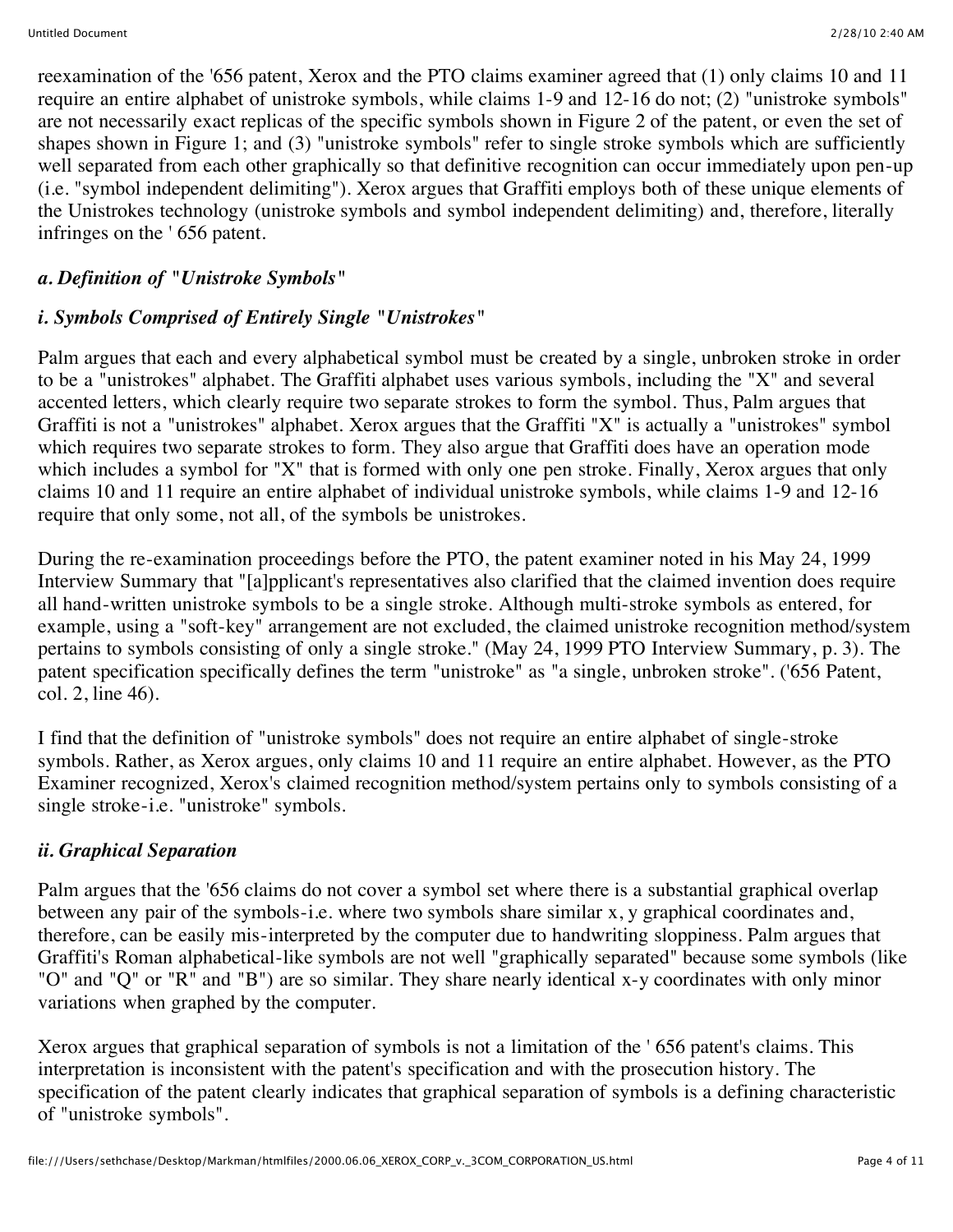reexamination of the '656 patent, Xerox and the PTO claims examiner agreed that (1) only claims 10 and 11 require an entire alphabet of unistroke symbols, while claims 1-9 and 12-16 do not; (2) "unistroke symbols" are not necessarily exact replicas of the specific symbols shown in Figure 2 of the patent, or even the set of shapes shown in Figure 1; and (3) "unistroke symbols" refer to single stroke symbols which are sufficiently well separated from each other graphically so that definitive recognition can occur immediately upon pen-up (i.e. "symbol independent delimiting"). Xerox argues that Graffiti employs both of these unique elements of the Unistrokes technology (unistroke symbols and symbol independent delimiting) and, therefore, literally infringes on the ' 656 patent.

### *a. Definition of "Unistroke Symbols"*

#### *i. Symbols Comprised of Entirely Single "Unistrokes"*

Palm argues that each and every alphabetical symbol must be created by a single, unbroken stroke in order to be a "unistrokes" alphabet. The Graffiti alphabet uses various symbols, including the "X" and several accented letters, which clearly require two separate strokes to form the symbol. Thus, Palm argues that Graffiti is not a "unistrokes" alphabet. Xerox argues that the Graffiti "X" is actually a "unistrokes" symbol which requires two separate strokes to form. They also argue that Graffiti does have an operation mode which includes a symbol for "X" that is formed with only one pen stroke. Finally, Xerox argues that only claims 10 and 11 require an entire alphabet of individual unistroke symbols, while claims 1-9 and 12-16 require that only some, not all, of the symbols be unistrokes.

During the re-examination proceedings before the PTO, the patent examiner noted in his May 24, 1999 Interview Summary that "[a]pplicant's representatives also clarified that the claimed invention does require all hand-written unistroke symbols to be a single stroke. Although multi-stroke symbols as entered, for example, using a "soft-key" arrangement are not excluded, the claimed unistroke recognition method/system pertains to symbols consisting of only a single stroke." (May 24, 1999 PTO Interview Summary, p. 3). The patent specification specifically defines the term "unistroke" as "a single, unbroken stroke". ('656 Patent, col. 2, line 46).

I find that the definition of "unistroke symbols" does not require an entire alphabet of single-stroke symbols. Rather, as Xerox argues, only claims 10 and 11 require an entire alphabet. However, as the PTO Examiner recognized, Xerox's claimed recognition method/system pertains only to symbols consisting of a single stroke-i.e. "unistroke" symbols.

#### *ii. Graphical Separation*

Palm argues that the '656 claims do not cover a symbol set where there is a substantial graphical overlap between any pair of the symbols-i.e. where two symbols share similar x, y graphical coordinates and, therefore, can be easily mis-interpreted by the computer due to handwriting sloppiness. Palm argues that Graffiti's Roman alphabetical-like symbols are not well "graphically separated" because some symbols (like "O" and "Q" or "R" and "B") are so similar. They share nearly identical x-y coordinates with only minor variations when graphed by the computer.

Xerox argues that graphical separation of symbols is not a limitation of the ' 656 patent's claims. This interpretation is inconsistent with the patent's specification and with the prosecution history. The specification of the patent clearly indicates that graphical separation of symbols is a defining characteristic of "unistroke symbols".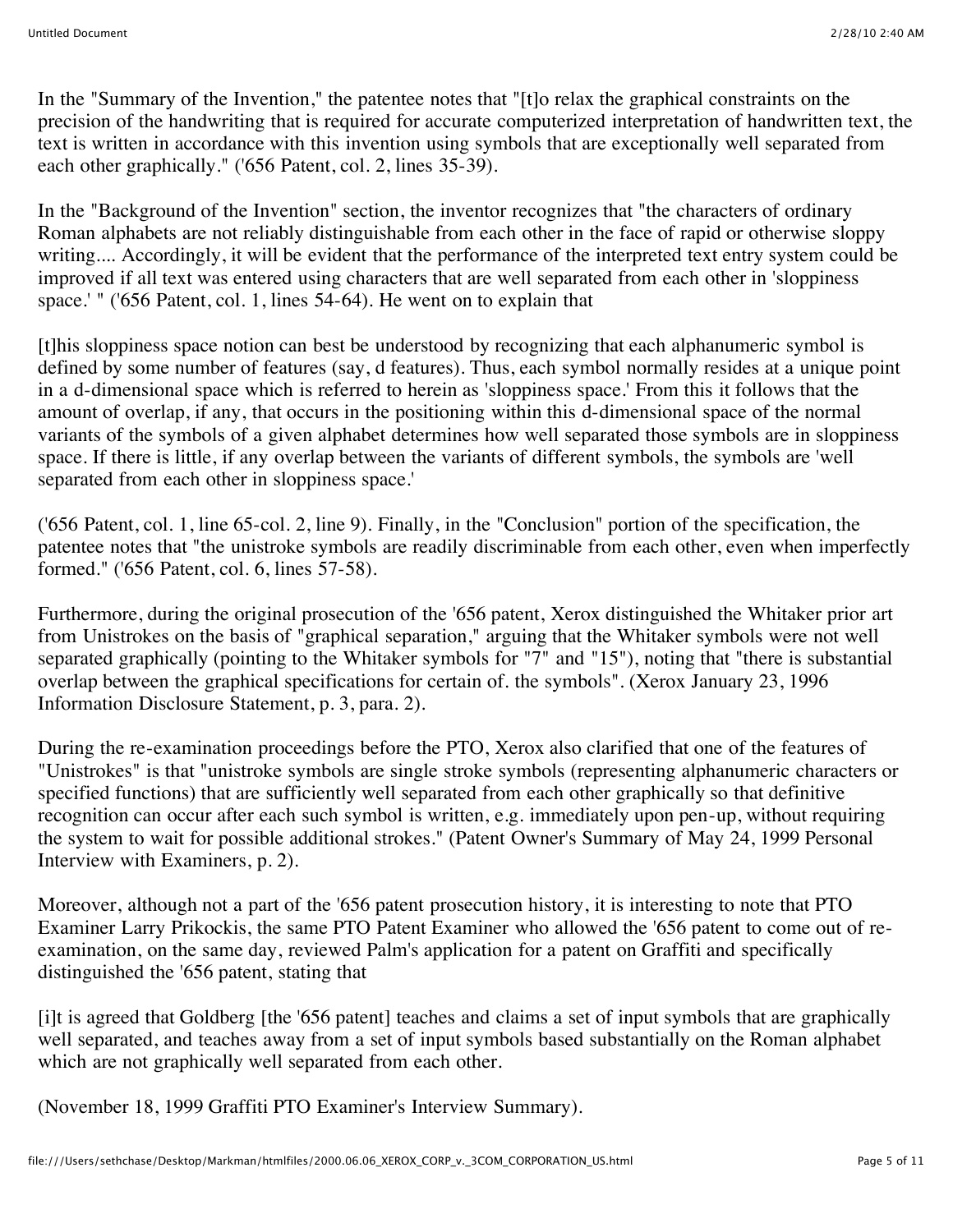In the "Summary of the Invention," the patentee notes that "[t]o relax the graphical constraints on the precision of the handwriting that is required for accurate computerized interpretation of handwritten text, the text is written in accordance with this invention using symbols that are exceptionally well separated from each other graphically." ('656 Patent, col. 2, lines 35-39).

In the "Background of the Invention" section, the inventor recognizes that "the characters of ordinary Roman alphabets are not reliably distinguishable from each other in the face of rapid or otherwise sloppy writing.... Accordingly, it will be evident that the performance of the interpreted text entry system could be improved if all text was entered using characters that are well separated from each other in 'sloppiness space.' " ('656 Patent, col. 1, lines 54-64). He went on to explain that

[t]his sloppiness space notion can best be understood by recognizing that each alphanumeric symbol is defined by some number of features (say, d features). Thus, each symbol normally resides at a unique point in a d-dimensional space which is referred to herein as 'sloppiness space.' From this it follows that the amount of overlap, if any, that occurs in the positioning within this d-dimensional space of the normal variants of the symbols of a given alphabet determines how well separated those symbols are in sloppiness space. If there is little, if any overlap between the variants of different symbols, the symbols are 'well separated from each other in sloppiness space.'

('656 Patent, col. 1, line 65-col. 2, line 9). Finally, in the "Conclusion" portion of the specification, the patentee notes that "the unistroke symbols are readily discriminable from each other, even when imperfectly formed." ('656 Patent, col. 6, lines 57-58).

Furthermore, during the original prosecution of the '656 patent, Xerox distinguished the Whitaker prior art from Unistrokes on the basis of "graphical separation," arguing that the Whitaker symbols were not well separated graphically (pointing to the Whitaker symbols for "7" and "15"), noting that "there is substantial overlap between the graphical specifications for certain of. the symbols". (Xerox January 23, 1996 Information Disclosure Statement, p. 3, para. 2).

During the re-examination proceedings before the PTO, Xerox also clarified that one of the features of "Unistrokes" is that "unistroke symbols are single stroke symbols (representing alphanumeric characters or specified functions) that are sufficiently well separated from each other graphically so that definitive recognition can occur after each such symbol is written, e.g. immediately upon pen-up, without requiring the system to wait for possible additional strokes." (Patent Owner's Summary of May 24, 1999 Personal Interview with Examiners, p. 2).

Moreover, although not a part of the '656 patent prosecution history, it is interesting to note that PTO Examiner Larry Prikockis, the same PTO Patent Examiner who allowed the '656 patent to come out of re-examination, on the same day, reviewed Palm's application for a patent on Graffiti and specifically distinguished the '656 patent, stating that

[i]t is agreed that Goldberg [the '656 patent] teaches and claims a set of input symbols that are graphically well separated, and teaches away from a set of input symbols based substantially on the Roman alphabet which are not graphically well separated from each other.

(November 18, 1999 Graffiti PTO Examiner's Interview Summary).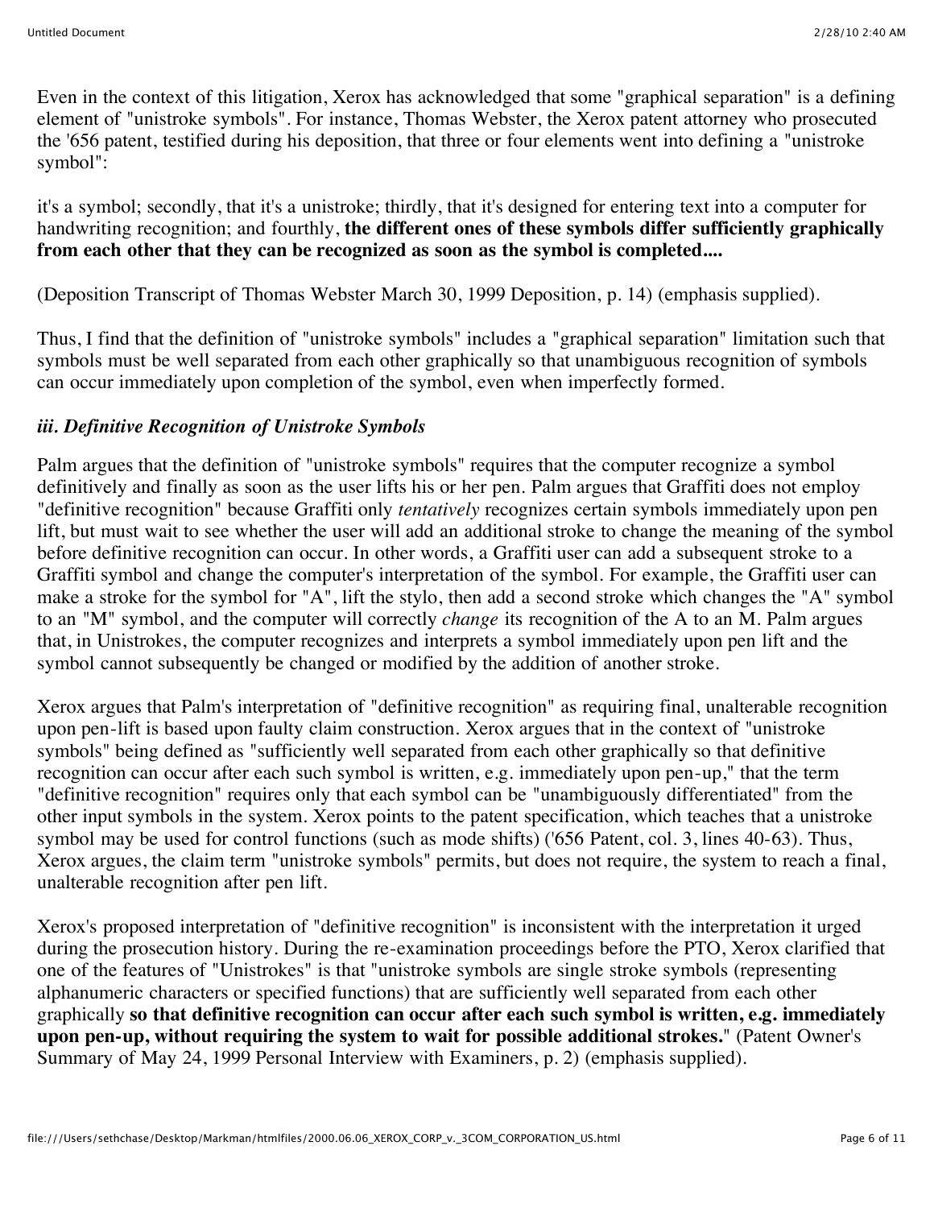Even in the context of this litigation, Xerox has acknowledged that some "graphical separation" is a defining element of "unistroke symbols". For instance, Thomas Webster, the Xerox patent attorney who prosecuted the '656 patent, testified during his deposition, that three or four elements went into defining a "unistroke symbol":

it's a symbol; secondly, that it's a unistroke; thirdly, that it's designed for entering text into a computer for handwriting recognition; and fourthly, **the different ones of these symbols differ sufficiently graphically from each other that they can be recognized as soon as the symbol is completed....**

(Deposition Transcript of Thomas Webster March 30, 1999 Deposition, p. 14) (emphasis supplied).

Thus, I find that the definition of "unistroke symbols" includes a "graphical separation" limitation such that symbols must be well separated from each other graphically so that unambiguous recognition of symbols can occur immediately upon completion of the symbol, even when imperfectly formed.

### *iii. Definitive Recognition of Unistroke Symbols*

Palm argues that the definition of "unistroke symbols" requires that the computer recognize a symbol definitively and finally as soon as the user lifts his or her pen. Palm argues that Graffiti does not employ "definitive recognition" because Graffiti only *tentatively* recognizes certain symbols immediately upon pen lift, but must wait to see whether the user will add an additional stroke to change the meaning of the symbol before definitive recognition can occur. In other words, a Graffiti user can add a subsequent stroke to a Graffiti symbol and change the computer's interpretation of the symbol. For example, the Graffiti user can make a stroke for the symbol for "A", lift the stylo, then add a second stroke which changes the "A" symbol to an "M" symbol, and the computer will correctly *change* its recognition of the A to an M. Palm argues that, in Unistrokes, the computer recognizes and interprets a symbol immediately upon pen lift and the symbol cannot subsequently be changed or modified by the addition of another stroke.

Xerox argues that Palm's interpretation of "definitive recognition" as requiring final, unalterable recognition upon pen-lift is based upon faulty claim construction. Xerox argues that in the context of "unistroke symbols" being defined as "sufficiently well separated from each other graphically so that definitive recognition can occur after each such symbol is written, e.g. immediately upon pen-up," that the term "definitive recognition" requires only that each symbol can be "unambiguously differentiated" from the other input symbols in the system. Xerox points to the patent specification, which teaches that a unistroke symbol may be used for control functions (such as mode shifts) ('656 Patent, col. 3, lines 40-63). Thus, Xerox argues, the claim term "unistroke symbols" permits, but does not require, the system to reach a final, unalterable recognition after pen lift.

Xerox's proposed interpretation of "definitive recognition" is inconsistent with the interpretation it urged during the prosecution history. During the re-examination proceedings before the PTO, Xerox clarified that one of the features of "Unistrokes" is that "unistroke symbols are single stroke symbols (representing alphanumeric characters or specified functions) that are sufficiently well separated from each other graphically **so that definitive recognition can occur after each such symbol is written, e.g. immediately upon pen-up, without requiring the system to wait for possible additional strokes.**" (Patent Owner's Summary of May 24, 1999 Personal Interview with Examiners, p. 2) (emphasis supplied).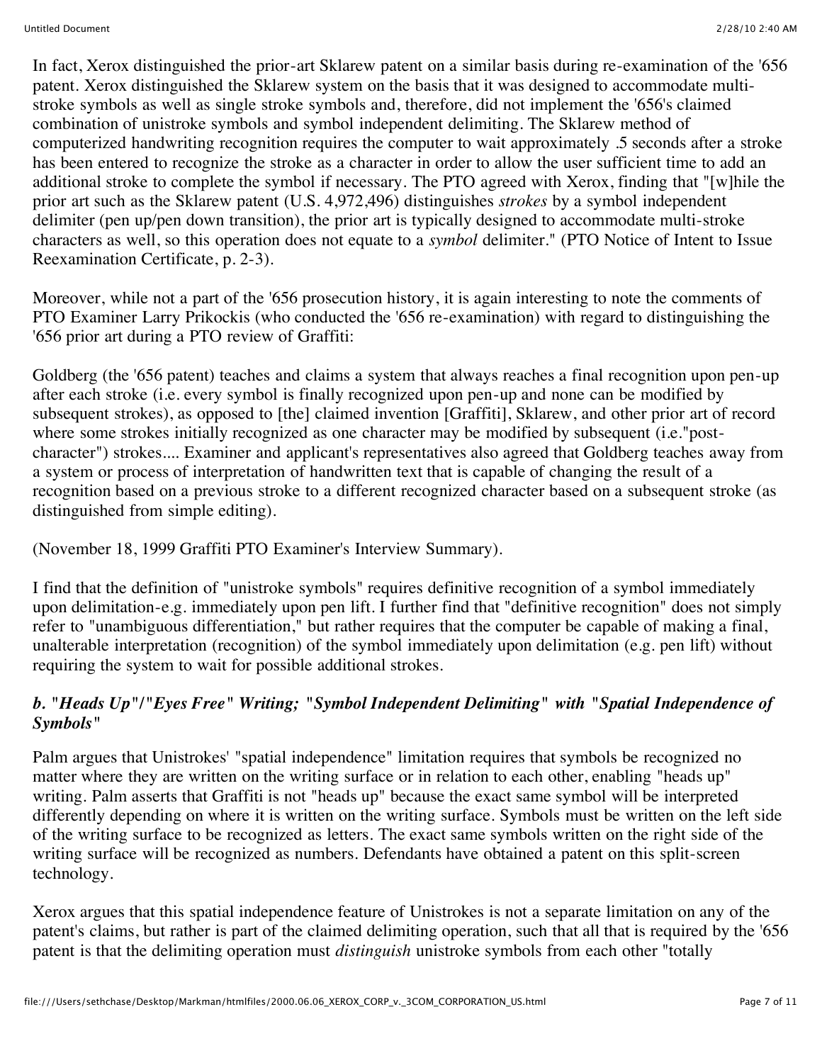In fact, Xerox distinguished the prior-art Sklarew patent on a similar basis during re-examination of the '656 patent. Xerox distinguished the Sklarew system on the basis that it was designed to accommodate multi-stroke symbols as well as single stroke symbols and, therefore, did not implement the '656's claimed combination of unistroke symbols and symbol independent delimiting. The Sklarew method of computerized handwriting recognition requires the computer to wait approximately .5 seconds after a stroke has been entered to recognize the stroke as a character in order to allow the user sufficient time to add an additional stroke to complete the symbol if necessary. The PTO agreed with Xerox, finding that "[w]hile the prior art such as the Sklarew patent (U.S. 4,972,496) distinguishes *strokes* by a symbol independent delimiter (pen up/pen down transition), the prior art is typically designed to accommodate multi-stroke characters as well, so this operation does not equate to a *symbol* delimiter." (PTO Notice of Intent to Issue Reexamination Certificate, p. 2-3).

Moreover, while not a part of the '656 prosecution history, it is again interesting to note the comments of PTO Examiner Larry Prikockis (who conducted the '656 re-examination) with regard to distinguishing the '656 prior art during a PTO review of Graffiti:

Goldberg (the '656 patent) teaches and claims a system that always reaches a final recognition upon pen-up after each stroke (i.e. every symbol is finally recognized upon pen-up and none can be modified by subsequent strokes), as opposed to [the] claimed invention [Graffiti], Sklarew, and other prior art of record where some strokes initially recognized as one character may be modified by subsequent (i.e."post-character") strokes.... Examiner and applicant's representatives also agreed that Goldberg teaches away from a system or process of interpretation of handwritten text that is capable of changing the result of a recognition based on a previous stroke to a different recognized character based on a subsequent stroke (as distinguished from simple editing).

(November 18, 1999 Graffiti PTO Examiner's Interview Summary).

I find that the definition of "unistroke symbols" requires definitive recognition of a symbol immediately upon delimitation-e.g. immediately upon pen lift. I further find that "definitive recognition" does not simply refer to "unambiguous differentiation," but rather requires that the computer be capable of making a final, unalterable interpretation (recognition) of the symbol immediately upon delimitation (e.g. pen lift) without requiring the system to wait for possible additional strokes.

### *b. "Heads Up"/"Eyes Free" Writing; "Symbol Independent Delimiting" with "Spatial Independence of Symbols"*

Palm argues that Unistrokes' "spatial independence" limitation requires that symbols be recognized no matter where they are written on the writing surface or in relation to each other, enabling "heads up" writing. Palm asserts that Graffiti is not "heads up" because the exact same symbol will be interpreted differently depending on where it is written on the writing surface. Symbols must be written on the left side of the writing surface to be recognized as letters. The exact same symbols written on the right side of the writing surface will be recognized as numbers. Defendants have obtained a patent on this split-screen technology.

Xerox argues that this spatial independence feature of Unistrokes is not a separate limitation on any of the patent's claims, but rather is part of the claimed delimiting operation, such that all that is required by the '656 patent is that the delimiting operation must *distinguish* unistroke symbols from each other "totally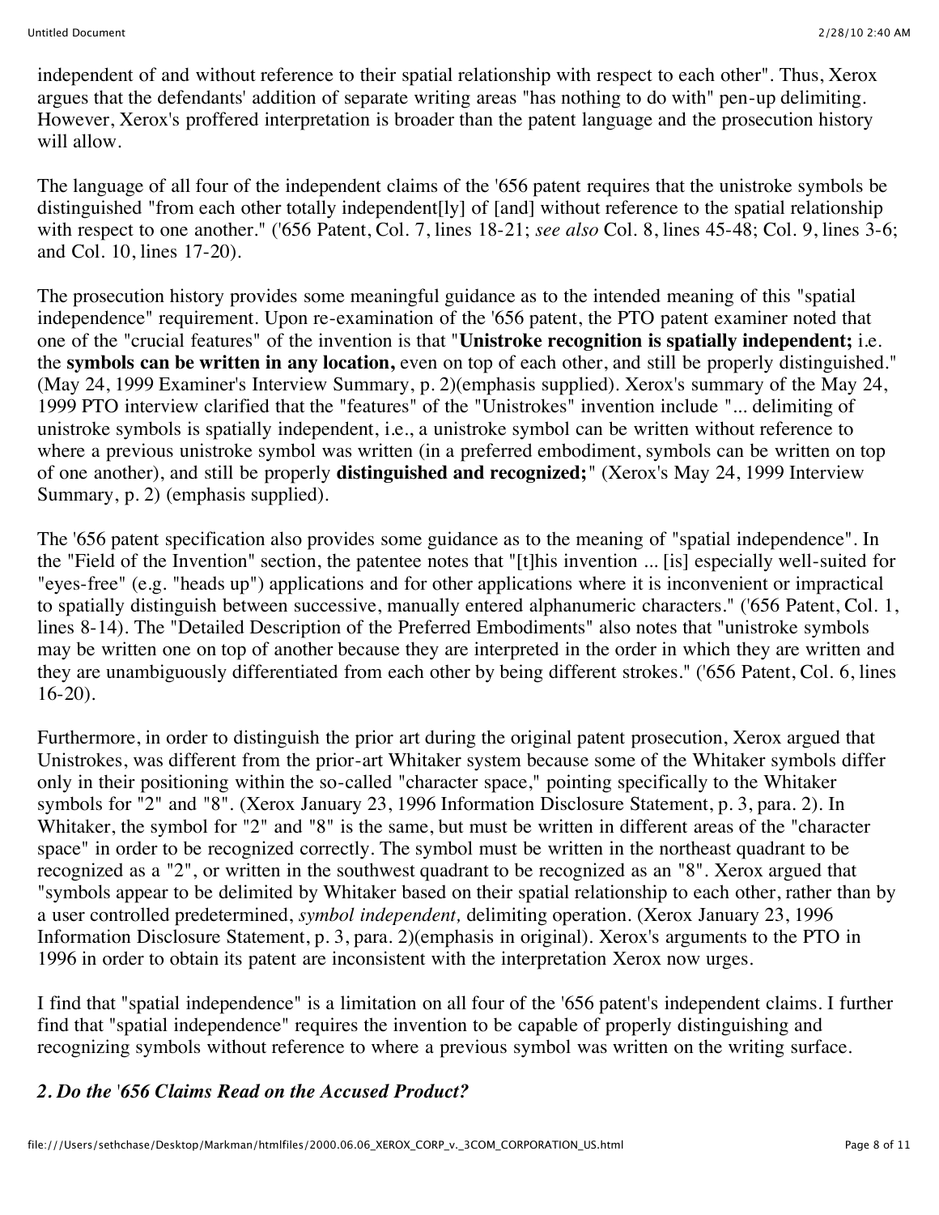independent of and without reference to their spatial relationship with respect to each other". Thus, Xerox argues that the defendants' addition of separate writing areas "has nothing to do with" pen-up delimiting. However, Xerox's proffered interpretation is broader than the patent language and the prosecution history will allow.

The language of all four of the independent claims of the '656 patent requires that the unistroke symbols be distinguished "from each other totally independent[ly] of [and] without reference to the spatial relationship with respect to one another." ('656 Patent, Col. 7, lines 18-21; *see also* Col. 8, lines 45-48; Col. 9, lines 3-6; and Col. 10, lines 17-20).

The prosecution history provides some meaningful guidance as to the intended meaning of this "spatial independence" requirement. Upon re-examination of the '656 patent, the PTO patent examiner noted that one of the "crucial features" of the invention is that "**Unistroke recognition is spatially independent;** i.e. the **symbols can be written in any location,** even on top of each other, and still be properly distinguished." (May 24, 1999 Examiner's Interview Summary, p. 2)(emphasis supplied). Xerox's summary of the May 24, 1999 PTO interview clarified that the "features" of the "Unistrokes" invention include "... delimiting of unistroke symbols is spatially independent, i.e., a unistroke symbol can be written without reference to where a previous unistroke symbol was written (in a preferred embodiment, symbols can be written on top of one another), and still be properly **distinguished and recognized;**" (Xerox's May 24, 1999 Interview Summary, p. 2) (emphasis supplied).

The '656 patent specification also provides some guidance as to the meaning of "spatial independence". In the "Field of the Invention" section, the patentee notes that "[t]his invention ... [is] especially well-suited for "eyes-free" (e.g. "heads up") applications and for other applications where it is inconvenient or impractical to spatially distinguish between successive, manually entered alphanumeric characters." ('656 Patent, Col. 1, lines 8-14). The "Detailed Description of the Preferred Embodiments" also notes that "unistroke symbols may be written one on top of another because they are interpreted in the order in which they are written and they are unambiguously differentiated from each other by being different strokes." ('656 Patent, Col. 6, lines 16-20).

Furthermore, in order to distinguish the prior art during the original patent prosecution, Xerox argued that Unistrokes, was different from the prior-art Whitaker system because some of the Whitaker symbols differ only in their positioning within the so-called "character space," pointing specifically to the Whitaker symbols for "2" and "8". (Xerox January 23, 1996 Information Disclosure Statement, p. 3, para. 2). In Whitaker, the symbol for "2" and "8" is the same, but must be written in different areas of the "character space" in order to be recognized correctly. The symbol must be written in the northeast quadrant to be recognized as a "2", or written in the southwest quadrant to be recognized as an "8". Xerox argued that "symbols appear to be delimited by Whitaker based on their spatial relationship to each other, rather than by a user controlled predetermined, *symbol independent,* delimiting operation. (Xerox January 23, 1996 Information Disclosure Statement, p. 3, para. 2)(emphasis in original). Xerox's arguments to the PTO in 1996 in order to obtain its patent are inconsistent with the interpretation Xerox now urges.

I find that "spatial independence" is a limitation on all four of the '656 patent's independent claims. I further find that "spatial independence" requires the invention to be capable of properly distinguishing and recognizing symbols without reference to where a previous symbol was written on the writing surface.

### *2. Do the '656 Claims Read on the Accused Product?*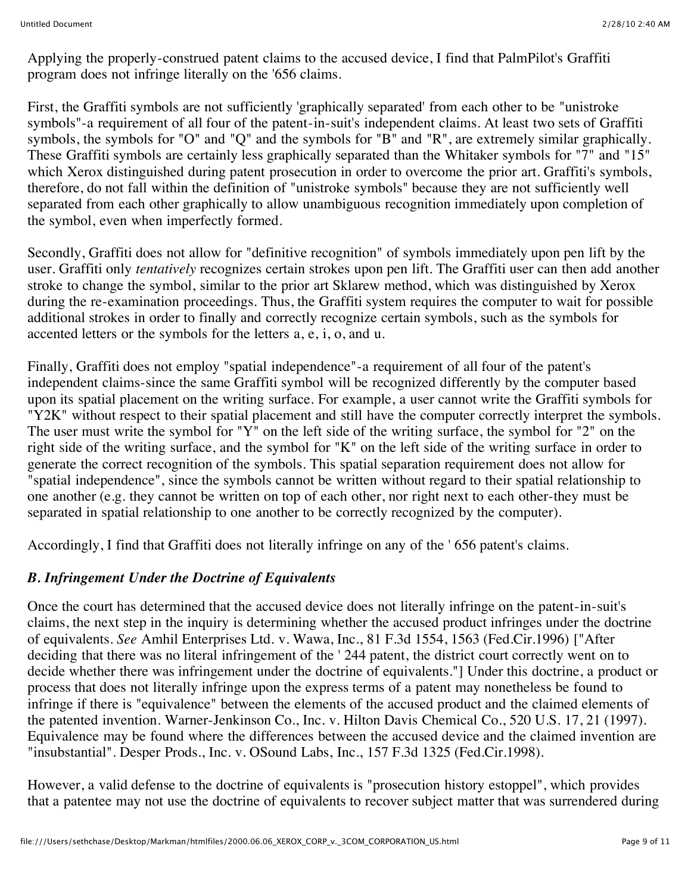Applying the properly-construed patent claims to the accused device, I find that PalmPilot's Graffiti program does not infringe literally on the '656 claims.

First, the Graffiti symbols are not sufficiently 'graphically separated' from each other to be "unistroke symbols"-a requirement of all four of the patent-in-suit's independent claims. At least two sets of Graffiti symbols, the symbols for "O" and "Q" and the symbols for "B" and "R", are extremely similar graphically. These Graffiti symbols are certainly less graphically separated than the Whitaker symbols for "7" and "15" which Xerox distinguished during patent prosecution in order to overcome the prior art. Graffiti's symbols, therefore, do not fall within the definition of "unistroke symbols" because they are not sufficiently well separated from each other graphically to allow unambiguous recognition immediately upon completion of the symbol, even when imperfectly formed.

Secondly, Graffiti does not allow for "definitive recognition" of symbols immediately upon pen lift by the user. Graffiti only *tentatively* recognizes certain strokes upon pen lift. The Graffiti user can then add another stroke to change the symbol, similar to the prior art Sklarew method, which was distinguished by Xerox during the re-examination proceedings. Thus, the Graffiti system requires the computer to wait for possible additional strokes in order to finally and correctly recognize certain symbols, such as the symbols for accented letters or the symbols for the letters a, e, i, o, and u.

Finally, Graffiti does not employ "spatial independence"-a requirement of all four of the patent's independent claims-since the same Graffiti symbol will be recognized differently by the computer based upon its spatial placement on the writing surface. For example, a user cannot write the Graffiti symbols for "Y2K" without respect to their spatial placement and still have the computer correctly interpret the symbols. The user must write the symbol for "Y" on the left side of the writing surface, the symbol for "2" on the right side of the writing surface, and the symbol for "K" on the left side of the writing surface in order to generate the correct recognition of the symbols. This spatial separation requirement does not allow for "spatial independence", since the symbols cannot be written without regard to their spatial relationship to one another (e.g. they cannot be written on top of each other, nor right next to each other-they must be separated in spatial relationship to one another to be correctly recognized by the computer).

Accordingly, I find that Graffiti does not literally infringe on any of the ' 656 patent's claims.

### *B. Infringement Under the Doctrine of Equivalents*

Once the court has determined that the accused device does not literally infringe on the patent-in-suit's claims, the next step in the inquiry is determining whether the accused product infringes under the doctrine of equivalents. *See* Amhil Enterprises Ltd. v. Wawa, Inc., 81 F.3d 1554, 1563 (Fed.Cir.1996) ["After deciding that there was no literal infringement of the ' 244 patent, the district court correctly went on to decide whether there was infringement under the doctrine of equivalents."] Under this doctrine, a product or process that does not literally infringe upon the express terms of a patent may nonetheless be found to infringe if there is "equivalence" between the elements of the accused product and the claimed elements of the patented invention. Warner-Jenkinson Co., Inc. v. Hilton Davis Chemical Co., 520 U.S. 17, 21 (1997). Equivalence may be found where the differences between the accused device and the claimed invention are "insubstantial". Desper Prods., Inc. v. OSound Labs, Inc., 157 F.3d 1325 (Fed.Cir.1998).

However, a valid defense to the doctrine of equivalents is "prosecution history estoppel", which provides that a patentee may not use the doctrine of equivalents to recover subject matter that was surrendered during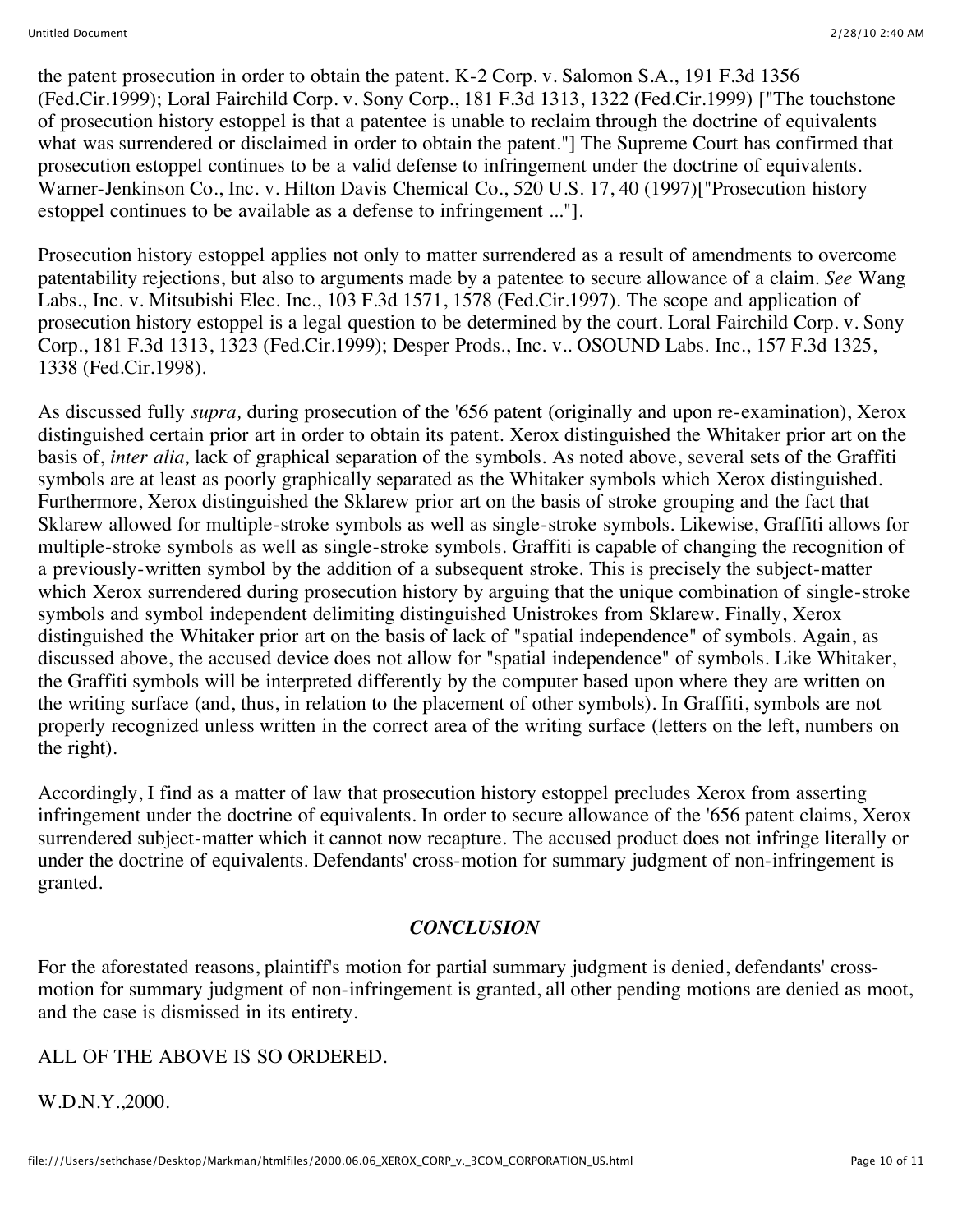the patent prosecution in order to obtain the patent. K-2 Corp. v. Salomon S.A., 191 F.3d 1356 (Fed.Cir.1999); Loral Fairchild Corp. v. Sony Corp., 181 F.3d 1313, 1322 (Fed.Cir.1999) ["The touchstone of prosecution history estoppel is that a patentee is unable to reclaim through the doctrine of equivalents what was surrendered or disclaimed in order to obtain the patent."] The Supreme Court has confirmed that prosecution estoppel continues to be a valid defense to infringement under the doctrine of equivalents. Warner-Jenkinson Co., Inc. v. Hilton Davis Chemical Co., 520 U.S. 17, 40 (1997)["Prosecution history estoppel continues to be available as a defense to infringement ..."].

Prosecution history estoppel applies not only to matter surrendered as a result of amendments to overcome patentability rejections, but also to arguments made by a patentee to secure allowance of a claim. *See* Wang Labs., Inc. v. Mitsubishi Elec. Inc., 103 F.3d 1571, 1578 (Fed.Cir.1997). The scope and application of prosecution history estoppel is a legal question to be determined by the court. Loral Fairchild Corp. v. Sony Corp., 181 F.3d 1313, 1323 (Fed.Cir.1999); Desper Prods., Inc. v.. OSOUND Labs. Inc., 157 F.3d 1325, 1338 (Fed.Cir.1998).

As discussed fully *supra,* during prosecution of the '656 patent (originally and upon re-examination), Xerox distinguished certain prior art in order to obtain its patent. Xerox distinguished the Whitaker prior art on the basis of, *inter alia,* lack of graphical separation of the symbols. As noted above, several sets of the Graffiti symbols are at least as poorly graphically separated as the Whitaker symbols which Xerox distinguished. Furthermore, Xerox distinguished the Sklarew prior art on the basis of stroke grouping and the fact that Sklarew allowed for multiple-stroke symbols as well as single-stroke symbols. Likewise, Graffiti allows for multiple-stroke symbols as well as single-stroke symbols. Graffiti is capable of changing the recognition of a previously-written symbol by the addition of a subsequent stroke. This is precisely the subject-matter which Xerox surrendered during prosecution history by arguing that the unique combination of single-stroke symbols and symbol independent delimiting distinguished Unistrokes from Sklarew. Finally, Xerox distinguished the Whitaker prior art on the basis of lack of "spatial independence" of symbols. Again, as discussed above, the accused device does not allow for "spatial independence" of symbols. Like Whitaker, the Graffiti symbols will be interpreted differently by the computer based upon where they are written on the writing surface (and, thus, in relation to the placement of other symbols). In Graffiti, symbols are not properly recognized unless written in the correct area of the writing surface (letters on the left, numbers on the right).

Accordingly, I find as a matter of law that prosecution history estoppel precludes Xerox from asserting infringement under the doctrine of equivalents. In order to secure allowance of the '656 patent claims, Xerox surrendered subject-matter which it cannot now recapture. The accused product does not infringe literally or under the doctrine of equivalents. Defendants' cross-motion for summary judgment of non-infringement is granted.

## *CONCLUSION*

For the aforestated reasons, plaintiff's motion for partial summary judgment is denied, defendants' cross-motion for summary judgment of non-infringement is granted, all other pending motions are denied as moot, and the case is dismissed in its entirety.

ALL OF THE ABOVE IS SO ORDERED.

W.D.N.Y.,2000.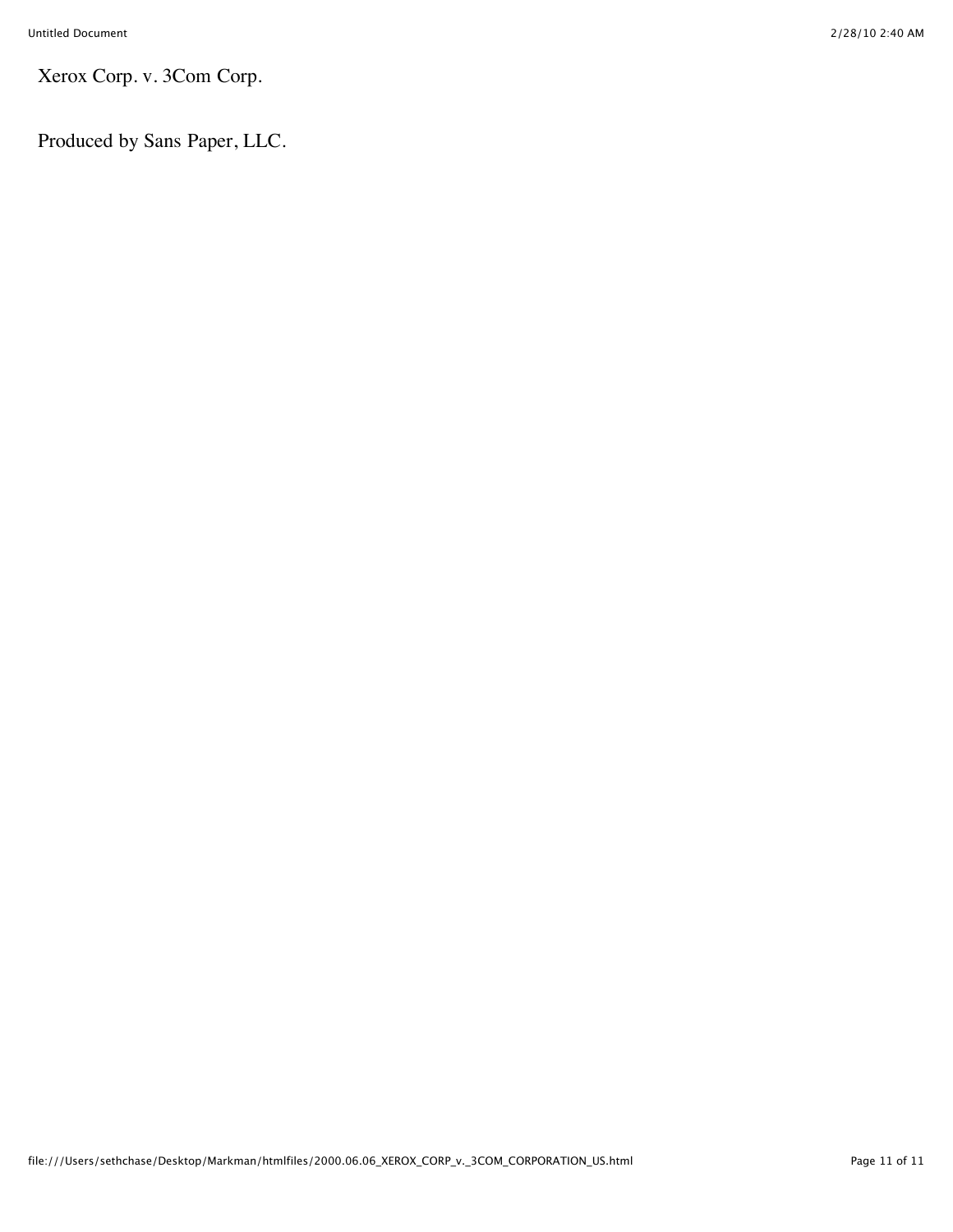Xerox Corp. v. 3Com Corp.

Produced by Sans Paper, LLC.